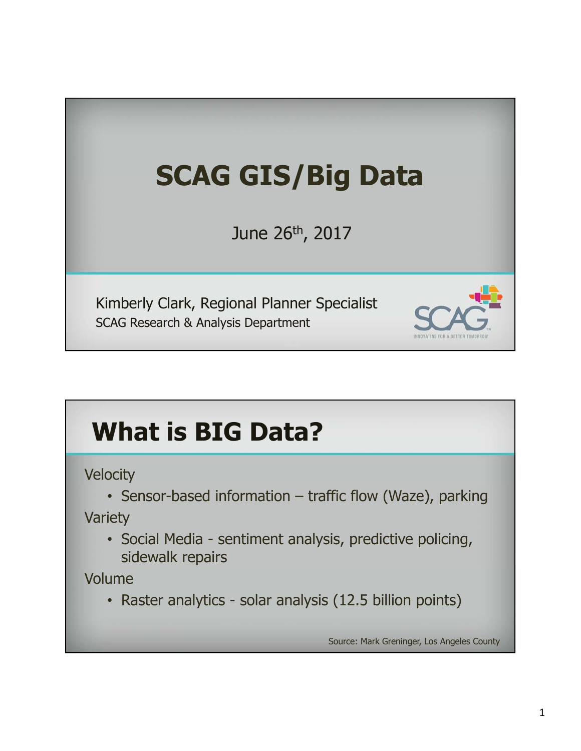# SCAG GIS/Big Data

June 26th, 2017

Kimberly Clark, Regional Planner Specialist
SCAG Research & Analysis Department

SCAG
INNOVATING FOR A BETTER TOMORROW

## What is BIG Data?

Velocity

- Sensor-based information – traffic flow (Waze), parking

Variety

- Social Media - sentiment analysis, predictive policing, sidewalk repairs

Volume

- Raster analytics - solar analysis (12.5 billion points)

Source: Mark Greninger, Los Angeles County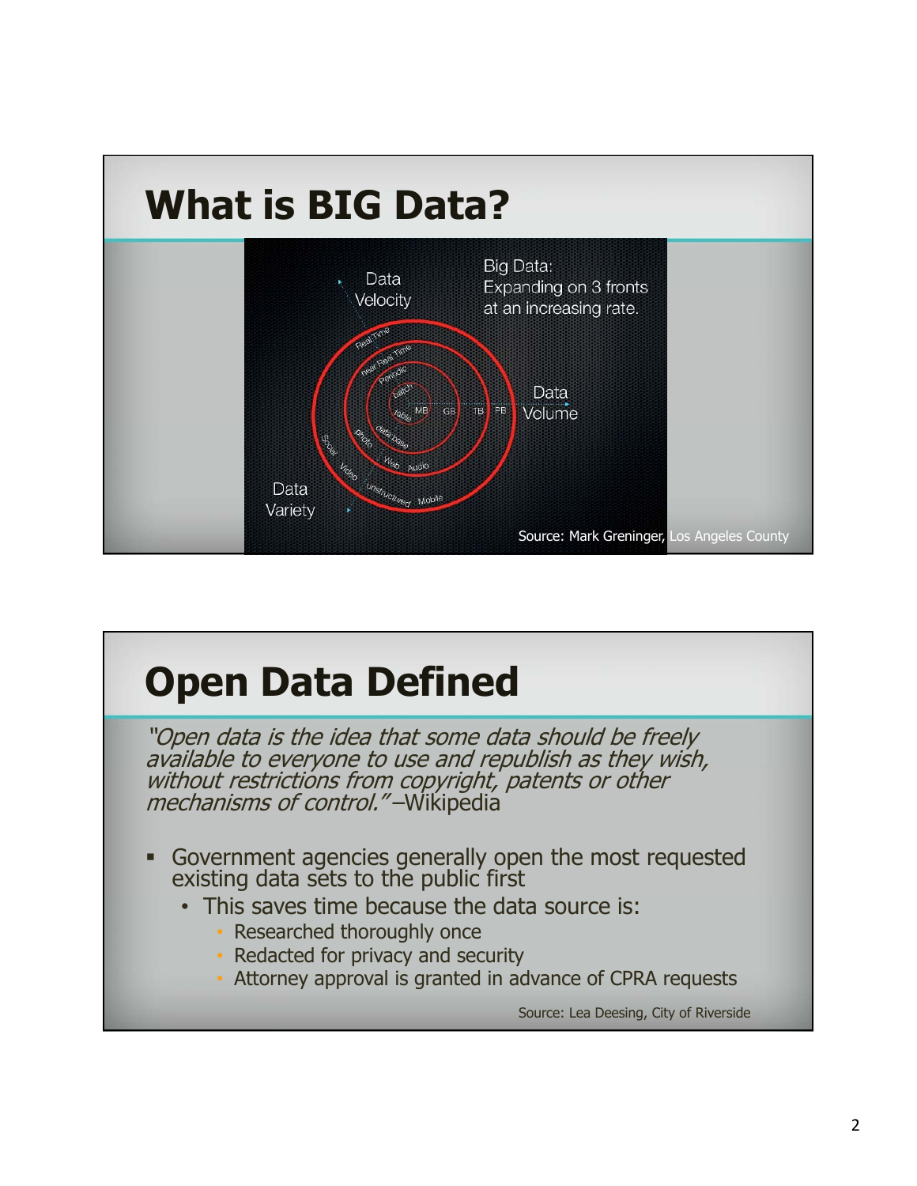## What is BIG Data?

Big Data: Expanding on 3 fronts at an increasing rate.

Data Velocity

Data Volume

Data Variety

Source: Mark Greninger, Los Angeles County

## Open Data Defined

*"Open data is the idea that some data should be freely available to everyone to use and republish as they wish, without restrictions from copyright, patents or other mechanisms of control."* –Wikipedia

- Government agencies generally open the most requested existing data sets to the public first
  - This saves time because the data source is:
    - Researched thoroughly once
    - Redacted for privacy and security
    - Attorney approval is granted in advance of CPRA requests

Source: Lea Deesing, City of Riverside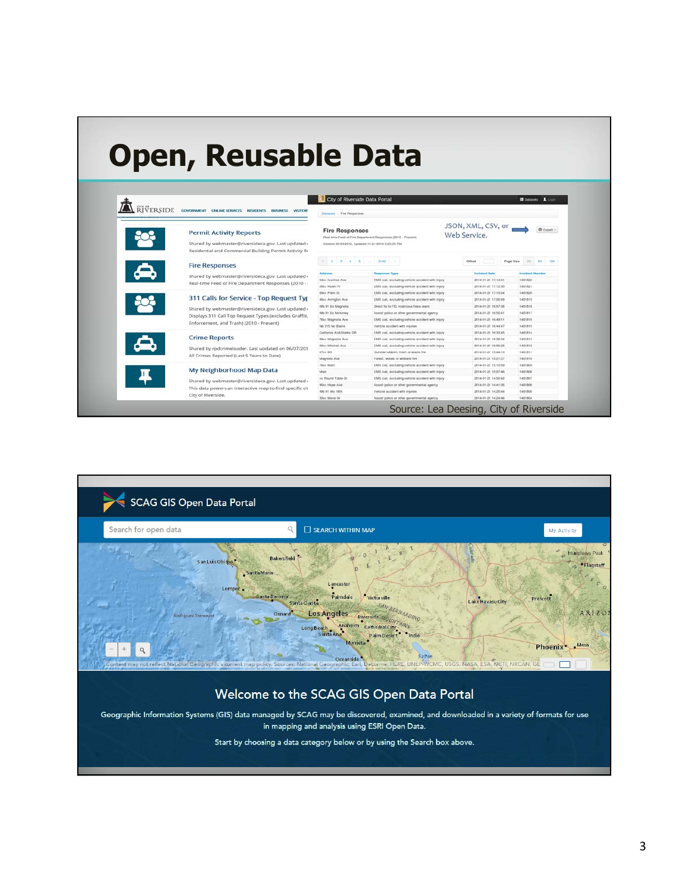# Open, Reusable Data

JSON, XML, CSV, or Web Service.

Source: Lea Deesing, City of Riverside

SCAG GIS Open Data Portal

## Welcome to the SCAG GIS Open Data Portal

Geographic Information Systems (GIS) data managed by SCAG may be discovered, examined, and downloaded in a variety of formats for use in mapping and analysis using ESRI Open Data.

Start by choosing a data category below or by using the Search box above.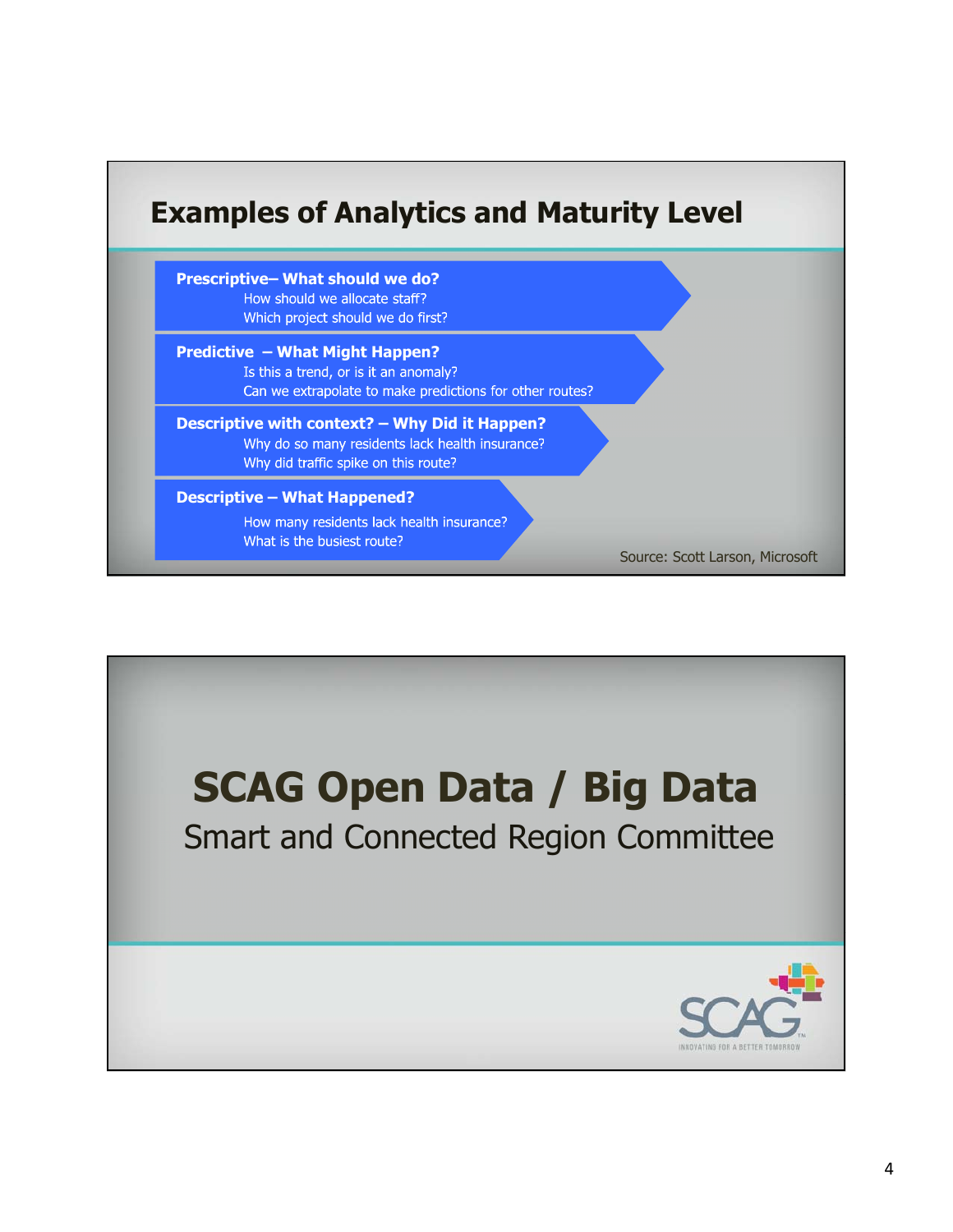## Examples of Analytics and Maturity Level

**Prescriptive– What should we do?**
- How should we allocate staff?
- Which project should we do first?

**Predictive – What Might Happen?**
- Is this a trend, or is it an anomaly?
- Can we extrapolate to make predictions for other routes?

**Descriptive with context? – Why Did it Happen?**
- Why do so many residents lack health insurance?
- Why did traffic spike on this route?

**Descriptive – What Happened?**
- How many residents lack health insurance?
- What is the busiest route?

Source: Scott Larson, Microsoft

## SCAG Open Data / Big Data

Smart and Connected Region Committee

SCAG
INNOVATING FOR A BETTER TOMORROW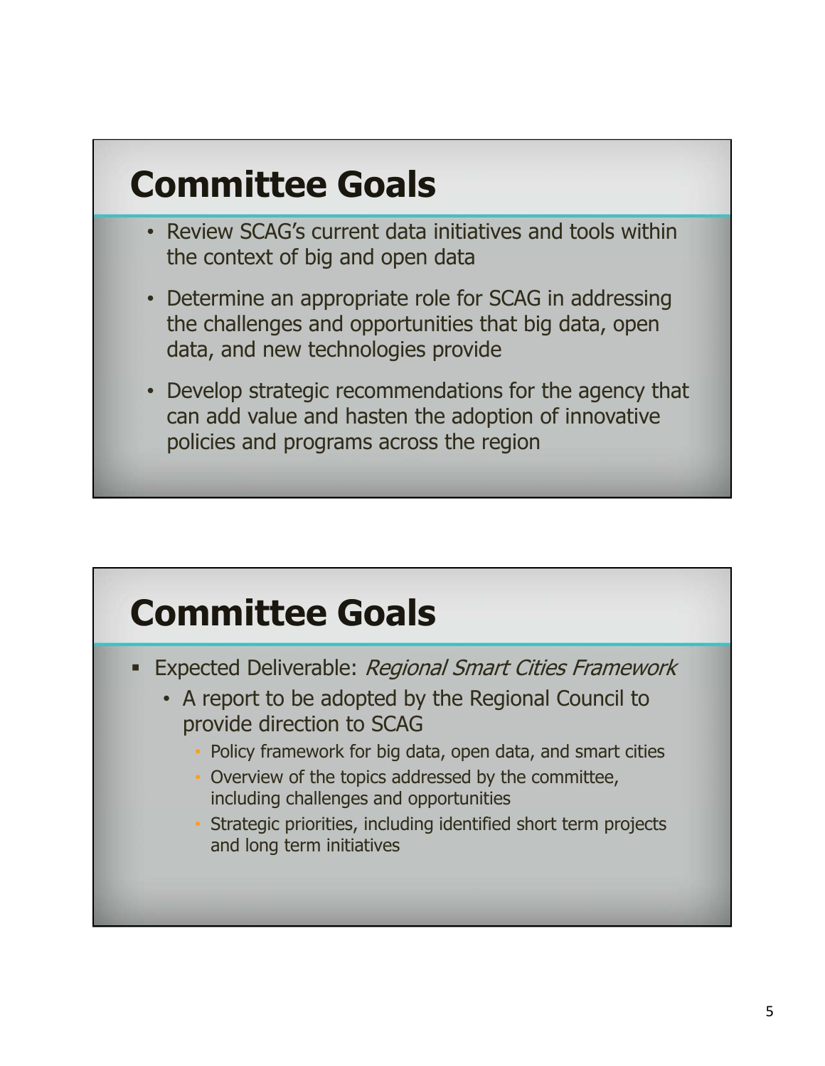## Committee Goals

- Review SCAG's current data initiatives and tools within the context of big and open data
- Determine an appropriate role for SCAG in addressing the challenges and opportunities that big data, open data, and new technologies provide
- Develop strategic recommendations for the agency that can add value and hasten the adoption of innovative policies and programs across the region

## Committee Goals

- Expected Deliverable: *Regional Smart Cities Framework*
  - A report to be adopted by the Regional Council to provide direction to SCAG
    - Policy framework for big data, open data, and smart cities
    - Overview of the topics addressed by the committee, including challenges and opportunities
    - Strategic priorities, including identified short term projects and long term initiatives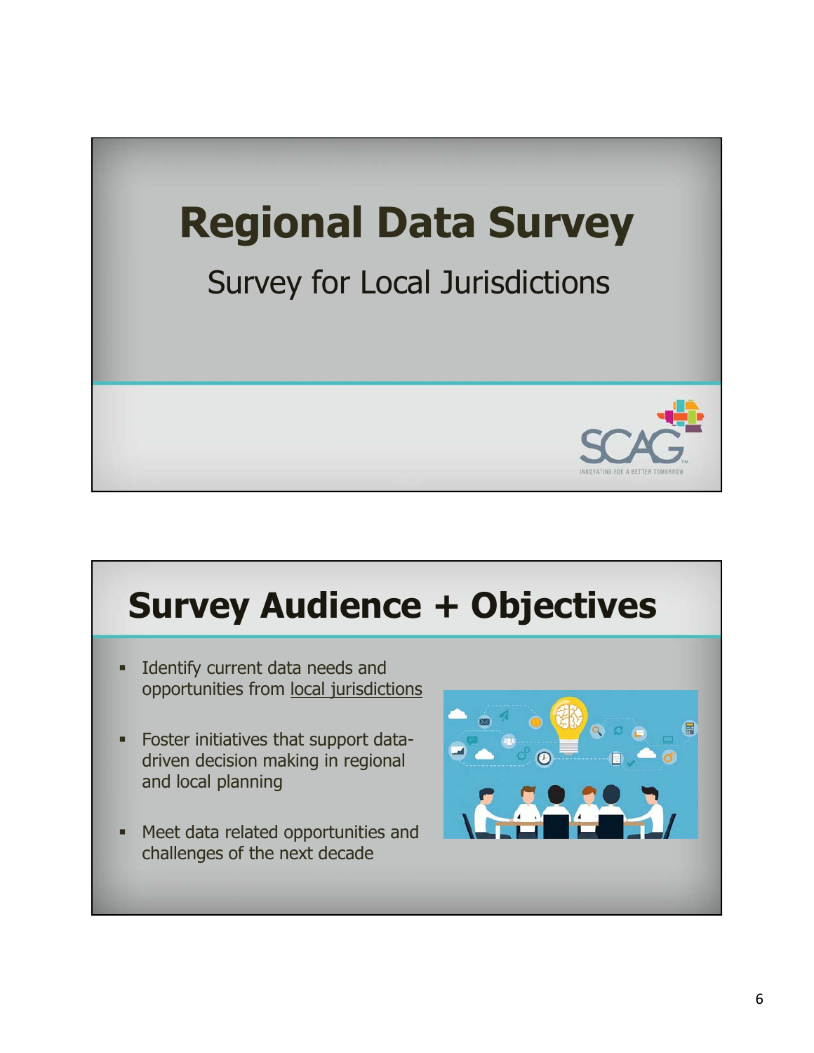# Regional Data Survey

Survey for Local Jurisdictions

SCAG

INNOVATING FOR A BETTER TOMORROW

## Survey Audience + Objectives

- Identify current data needs and opportunities from local jurisdictions
- Foster initiatives that support data-driven decision making in regional and local planning
- Meet data related opportunities and challenges of the next decade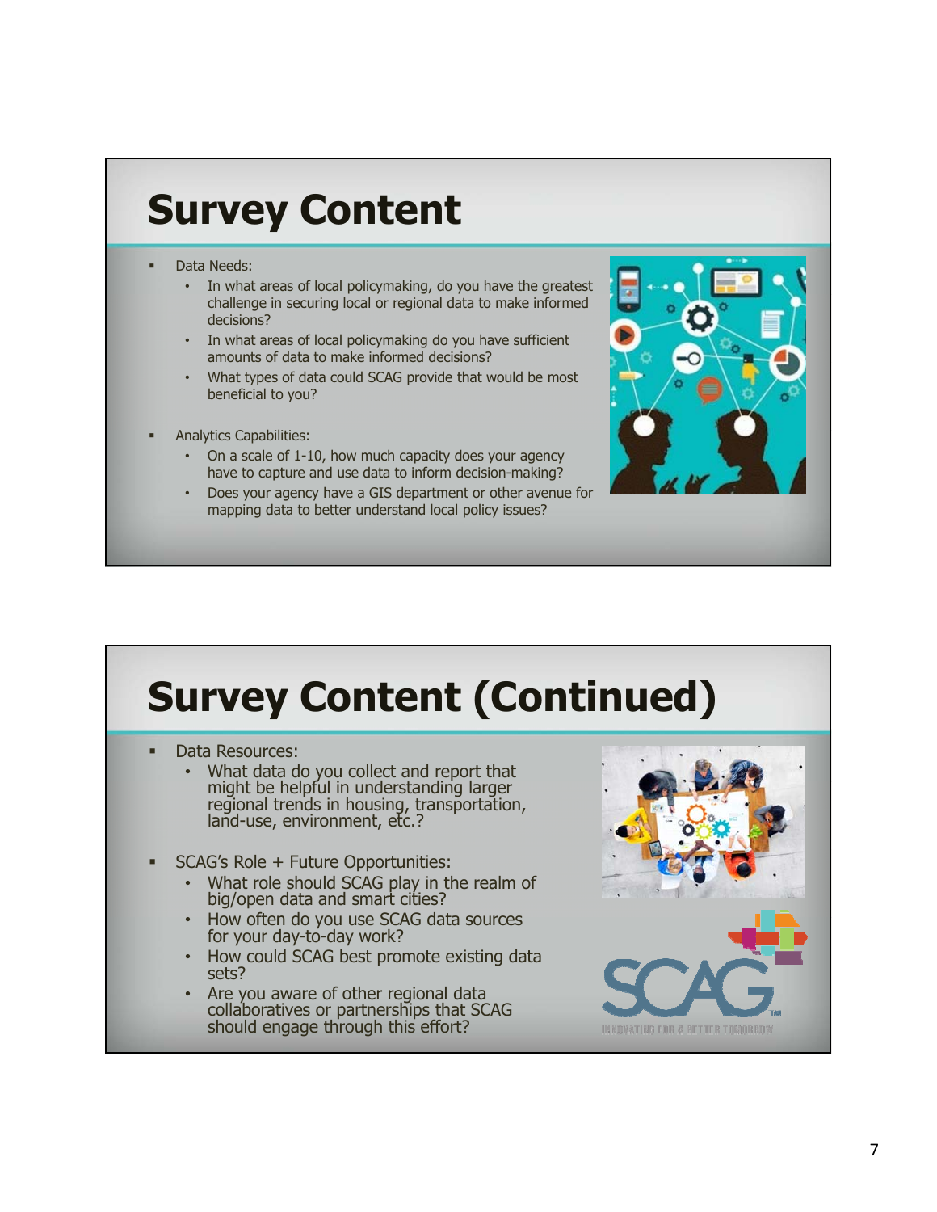# Survey Content

- Data Needs:
  - In what areas of local policymaking, do you have the greatest challenge in securing local or regional data to make informed decisions?
  - In what areas of local policymaking do you have sufficient amounts of data to make informed decisions?
  - What types of data could SCAG provide that would be most beneficial to you?
- Analytics Capabilities:
  - On a scale of 1-10, how much capacity does your agency have to capture and use data to inform decision-making?
  - Does your agency have a GIS department or other avenue for mapping data to better understand local policy issues?

# Survey Content (Continued)

- Data Resources:
  - What data do you collect and report that might be helpful in understanding larger regional trends in housing, transportation, land-use, environment, etc.?
- SCAG's Role + Future Opportunities:
  - What role should SCAG play in the realm of big/open data and smart cities?
  - How often do you use SCAG data sources for your day-to-day work?
  - How could SCAG best promote existing data sets?
  - Are you aware of other regional data collaboratives or partnerships that SCAG should engage through this effort?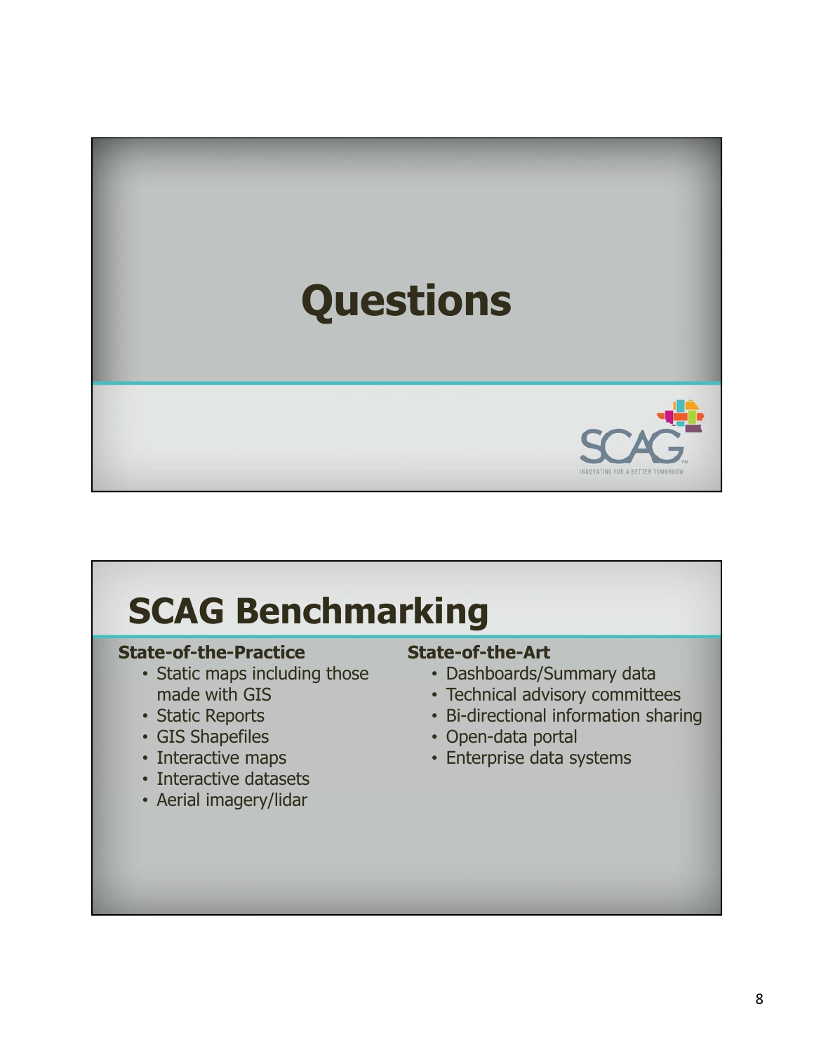# Questions

SCAG
INNOVATING FOR A BETTER TOMORROW

# SCAG Benchmarking

**State-of-the-Practice**

- Static maps including those made with GIS
- Static Reports
- GIS Shapefiles
- Interactive maps
- Interactive datasets
- Aerial imagery/lidar

**State-of-the-Art**

- Dashboards/Summary data
- Technical advisory committees
- Bi-directional information sharing
- Open-data portal
- Enterprise data systems